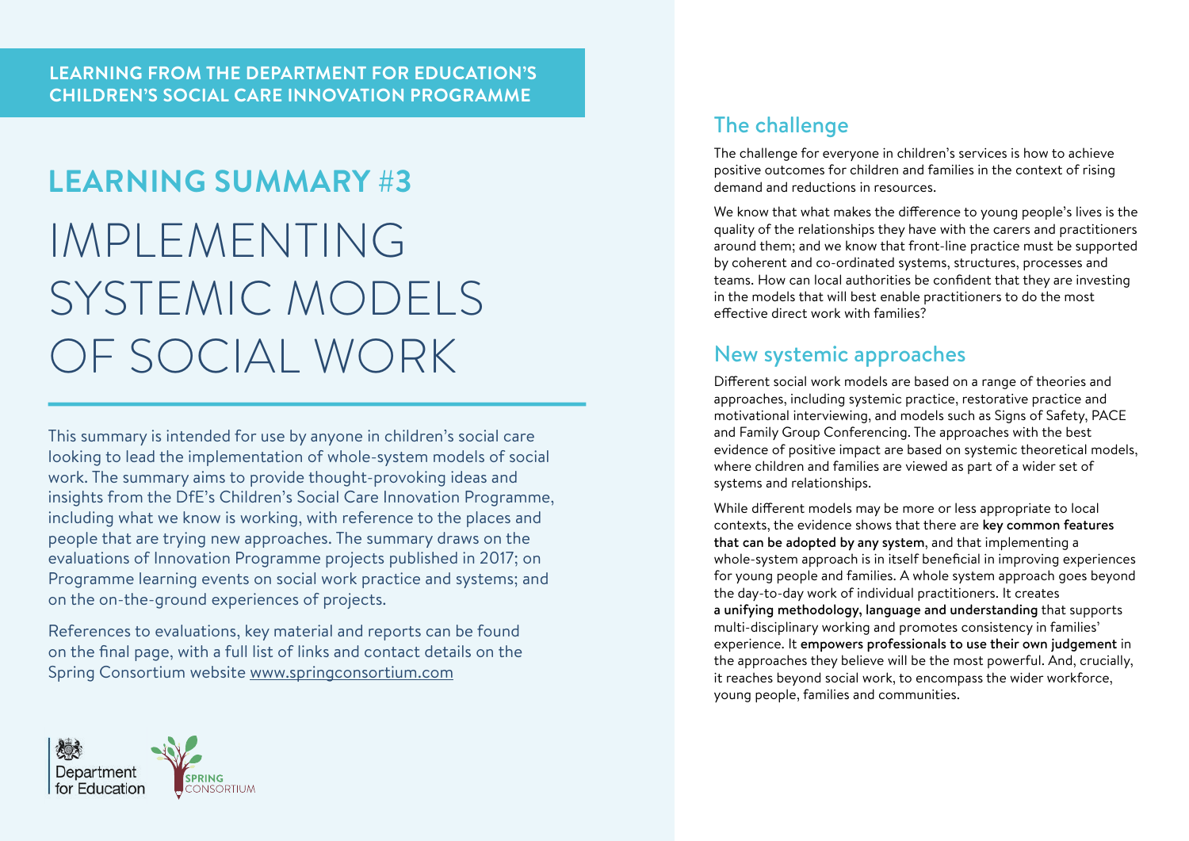**LEARNING FROM THE DEPARTMENT FOR EDUCATION'S CHILDREN'S SOCIAL CARE INNOVATION PROGRAMME**

## LEARNING SUMMARY #3

# IMPLEMENTING SYSTEMIC MODELS OF SOCIAL WORK

This summary is intended for use by anyone in children's social care looking to lead the implementation of whole-system models of social work. The summary aims to provide thought-provoking ideas and insights from the DfE's Children's Social Care Innovation Programme, including what we know is working, with reference to the places and people that are trying new approaches. The summary draws on the evaluations of Innovation Programme projects published in 2017; on Programme learning events on social work practice and systems; and on the on-the-ground experiences of projects.

References to evaluations, key material and reports can be found on the final page, with a full list of links and contact details on the Spring Consortium website www.springconsortium.com

Department for Education

SPRING CONSORTIUM

## The challenge

The challenge for everyone in children's services is how to achieve positive outcomes for children and families in the context of rising demand and reductions in resources.

We know that what makes the difference to young people's lives is the quality of the relationships they have with the carers and practitioners around them; and we know that front-line practice must be supported by coherent and co-ordinated systems, structures, processes and teams. How can local authorities be confident that they are investing in the models that will best enable practitioners to do the most effective direct work with families?

## New systemic approaches

Different social work models are based on a range of theories and approaches, including systemic practice, restorative practice and motivational interviewing, and models such as Signs of Safety, PACE and Family Group Conferencing. The approaches with the best evidence of positive impact are based on systemic theoretical models, where children and families are viewed as part of a wider set of systems and relationships.

While different models may be more or less appropriate to local contexts, the evidence shows that there are **key common features that can be adopted by any system**, and that implementing a whole-system approach is in itself beneficial in improving experiences for young people and families. A whole system approach goes beyond the day-to-day work of individual practitioners. It creates **a unifying methodology, language and understanding** that supports multi-disciplinary working and promotes consistency in families' experience. It **empowers professionals to use their own judgement** in the approaches they believe will be the most powerful. And, crucially, it reaches beyond social work, to encompass the wider workforce, young people, families and communities.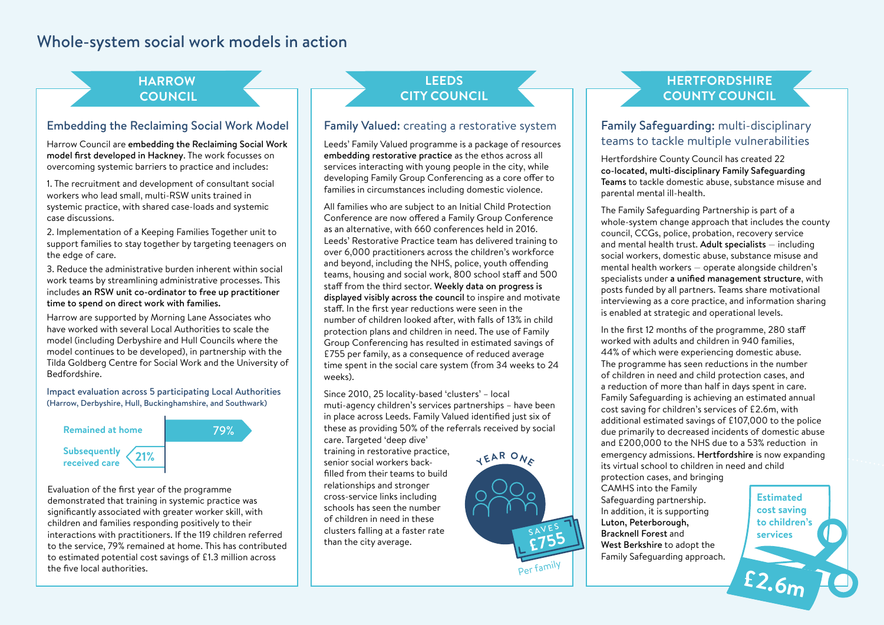# Whole-system social work models in action

## HARROW COUNCIL

### Embedding the Reclaiming Social Work Model

Harrow Council are **embedding the Reclaiming Social Work model first developed in Hackney**. The work focusses on overcoming systemic barriers to practice and includes:

1. The recruitment and development of consultant social workers who lead small, multi-RSW units trained in systemic practice, with shared case-loads and systemic case discussions.
2. Implementation of a Keeping Families Together unit to support families to stay together by targeting teenagers on the edge of care.
3. Reduce the administrative burden inherent within social work teams by streamlining administrative processes. This includes **an RSW unit co-ordinator to free up practitioner time to spend on direct work with families.**

Harrow are supported by Morning Lane Associates who have worked with several Local Authorities to scale the model (including Derbyshire and Hull Councils where the model continues to be developed), in partnership with the Tilda Goldberg Centre for Social Work and the University of Bedfordshire.

Impact evaluation across 5 participating Local Authorities (Harrow, Derbyshire, Hull, Buckinghamshire, and Southwark)

| Outcome | % |
|---|---|
| Remained at home | 79% |
| Subsequently received care | 21% |

Evaluation of the first year of the programme demonstrated that training in systemic practice was significantly associated with greater worker skill, with children and families responding positively to their interactions with practitioners. If the 119 children referred to the service, 79% remained at home. This has contributed to estimated potential cost savings of £1.3 million across the five local authorities.

## LEEDS CITY COUNCIL

### Family Valued: creating a restorative system

Leeds' Family Valued programme is a package of resources **embedding restorative practice** as the ethos across all services interacting with young people in the city, while developing Family Group Conferencing as a core offer to families in circumstances including domestic violence.

All families who are subject to an Initial Child Protection Conference are now offered a Family Group Conference as an alternative, with 660 conferences held in 2016. Leeds' Restorative Practice team has delivered training to over 6,000 practitioners across the children's workforce and beyond, including the NHS, police, youth offending teams, housing and social work, 800 school staff and 500 staff from the third sector. **Weekly data on progress is displayed visibly across the council** to inspire and motivate staff. In the first year reductions were seen in the number of children looked after, with falls of 13% in child protection plans and children in need. The use of Family Group Conferencing has resulted in estimated savings of £755 per family, as a consequence of reduced average time spent in the social care system (from 34 weeks to 24 weeks).

Since 2010, 25 locality-based 'clusters' – local muti-agency children's services partnerships – have been in place across Leeds. Family Valued identified just six of these as providing 50% of the referrals received by social care. Targeted 'deep dive' training in restorative practice, senior social workers back-filled from their teams to build relationships and stronger cross-service links including schools has seen the number of children in need in these clusters falling at a faster rate than the city average.

YEAR ONE SAVES £755 Per family

## HERTFORDSHIRE COUNTY COUNCIL

### Family Safeguarding: multi-disciplinary teams to tackle multiple vulnerabilities

Hertfordshire County Council has created 22 **co-located, multi-disciplinary Family Safeguarding Teams** to tackle domestic abuse, substance misuse and parental mental ill-health.

The Family Safeguarding Partnership is part of a whole-system change approach that includes the county council, CCGs, police, probation, recovery service and mental health trust. **Adult specialists** – including social workers, domestic abuse, substance misuse and mental health workers – operate alongside children's specialists under **a unified management structure**, with posts funded by all partners. Teams share motivational interviewing as a core practice, and information sharing is enabled at strategic and operational levels.

In the first 12 months of the programme, 280 staff worked with adults and children in 940 families, 44% of which were experiencing domestic abuse. The programme has seen reductions in the number of children in need and child protection cases, and a reduction of more than half in days spent in care. Family Safeguarding is achieving an estimated annual cost saving for children's services of £2.6m, with additional estimated savings of £107,000 to the police due primarily to decreased incidents of domestic abuse and £200,000 to the NHS due to a 53% reduction in emergency admissions. **Hertfordshire** is now expanding its virtual school to children in need and child protection cases, and bringing CAMHS into the Family Safeguarding partnership. In addition, it is supporting **Luton, Peterborough, Bracknell Forest** and **West Berkshire** to adopt the Family Safeguarding approach.

Estimated cost saving to children's services £2.6m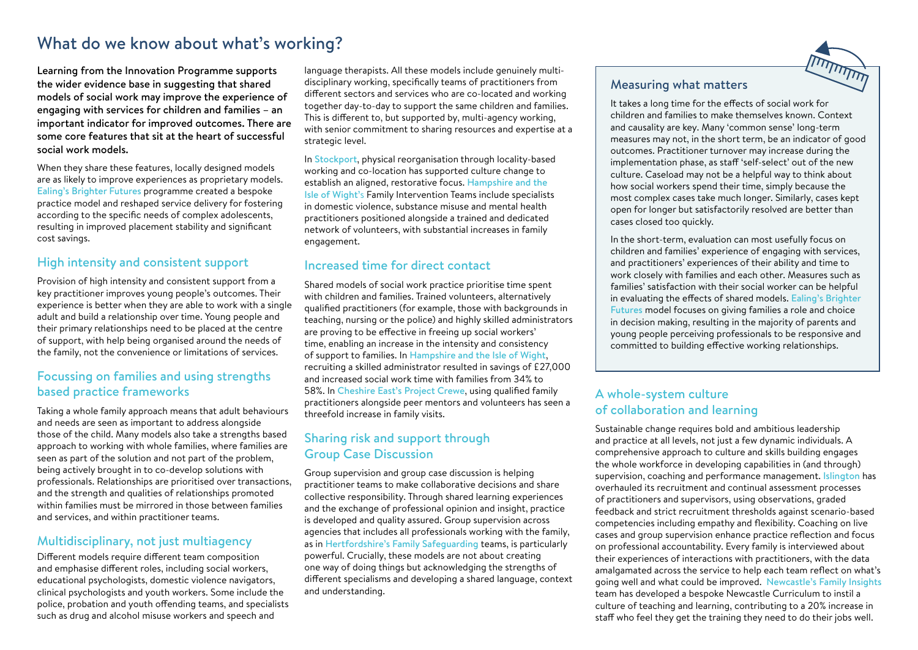# What do we know about what's working?

**Learning from the Innovation Programme supports the wider evidence base in suggesting that shared models of social work may improve the experience of engaging with services for children and families – an important indicator for improved outcomes. There are some core features that sit at the heart of successful social work models.**

When they share these features, locally designed models are as likely to improve experiences as proprietary models. Ealing's Brighter Futures programme created a bespoke practice model and reshaped service delivery for fostering according to the specific needs of complex adolescents, resulting in improved placement stability and significant cost savings.

## High intensity and consistent support

Provision of high intensity and consistent support from a key practitioner improves young people's outcomes. Their experience is better when they are able to work with a single adult and build a relationship over time. Young people and their primary relationships need to be placed at the centre of support, with help being organised around the needs of the family, not the convenience or limitations of services.

## Focussing on families and using strengths based practice frameworks

Taking a whole family approach means that adult behaviours and needs are seen as important to address alongside those of the child. Many models also take a strengths based approach to working with whole families, where families are seen as part of the solution and not part of the problem, being actively brought in to co-develop solutions with professionals. Relationships are prioritised over transactions, and the strength and qualities of relationships promoted within families must be mirrored in those between families and services, and within practitioner teams.

## Multidisciplinary, not just multiagency

Different models require different team composition and emphasise different roles, including social workers, educational psychologists, domestic violence navigators, clinical psychologists and youth workers. Some include the police, probation and youth offending teams, and specialists such as drug and alcohol misuse workers and speech and language therapists. All these models include genuinely multi-disciplinary working, specifically teams of practitioners from different sectors and services who are co-located and working together day-to-day to support the same children and families. This is different to, but supported by, multi-agency working, with senior commitment to sharing resources and expertise at a strategic level.

In Stockport, physical reorganisation through locality-based working and co-location has supported culture change to establish an aligned, restorative focus. Hampshire and the Isle of Wight's Family Intervention Teams include specialists in domestic violence, substance misuse and mental health practitioners positioned alongside a trained and dedicated network of volunteers, with substantial increases in family engagement.

## Increased time for direct contact

Shared models of social work practice prioritise time spent with children and families. Trained volunteers, alternatively qualified practitioners (for example, those with backgrounds in teaching, nursing or the police) and highly skilled administrators are proving to be effective in freeing up social workers' time, enabling an increase in the intensity and consistency of support to families. In Hampshire and the Isle of Wight, recruiting a skilled administrator resulted in savings of £27,000 and increased social work time with families from 34% to 58%. In Cheshire East's Project Crewe, using qualified family practitioners alongside peer mentors and volunteers has seen a threefold increase in family visits.

## Sharing risk and support through Group Case Discussion

Group supervision and group case discussion is helping practitioner teams to make collaborative decisions and share collective responsibility. Through shared learning experiences and the exchange of professional opinion and insight, practice is developed and quality assured. Group supervision across agencies that includes all professionals working with the family, as in Hertfordshire's Family Safeguarding teams, is particularly powerful. Crucially, these models are not about creating one way of doing things but acknowledging the strengths of different specialisms and developing a shared language, context and understanding.

## Measuring what matters

It takes a long time for the effects of social work for children and families to make themselves known. Context and causality are key. Many 'common sense' long-term measures may not, in the short term, be an indicator of good outcomes. Practitioner turnover may increase during the implementation phase, as staff 'self-select' out of the new culture. Caseload may not be a helpful way to think about how social workers spend their time, simply because the most complex cases take much longer. Similarly, cases kept open for longer but satisfactorily resolved are better than cases closed too quickly.

In the short-term, evaluation can most usefully focus on children and families' experience of engaging with services, and practitioners' experiences of their ability and time to work closely with families and each other. Measures such as families' satisfaction with their social worker can be helpful in evaluating the effects of shared models. Ealing's Brighter Futures model focuses on giving families a role and choice in decision making, resulting in the majority of parents and young people perceiving professionals to be responsive and committed to building effective working relationships.

## A whole-system culture of collaboration and learning

Sustainable change requires bold and ambitious leadership and practice at all levels, not just a few dynamic individuals. A comprehensive approach to culture and skills building engages the whole workforce in developing capabilities in (and through) supervision, coaching and performance management. Islington has overhauled its recruitment and continual assessment processes of practitioners and supervisors, using observations, graded feedback and strict recruitment thresholds against scenario-based competencies including empathy and flexibility. Coaching on live cases and group supervision enhance practice reflection and focus on professional accountability. Every family is interviewed about their experiences of interactions with practitioners, with the data amalgamated across the service to help each team reflect on what's going well and what could be improved. Newcastle's Family Insights team has developed a bespoke Newcastle Curriculum to instil a culture of teaching and learning, contributing to a 20% increase in staff who feel they get the training they need to do their jobs well.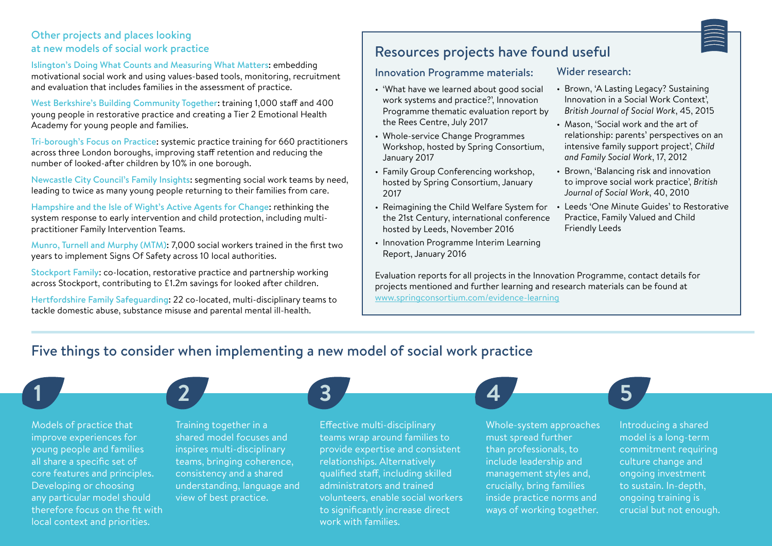## Other projects and places looking at new models of social work practice

**Islington's Doing What Counts and Measuring What Matters**: embedding motivational social work and using values-based tools, monitoring, recruitment and evaluation that includes families in the assessment of practice.

**West Berkshire's Building Community Together**: training 1,000 staff and 400 young people in restorative practice and creating a Tier 2 Emotional Health Academy for young people and families.

**Tri-borough's Focus on Practice**: systemic practice training for 660 practitioners across three London boroughs, improving staff retention and reducing the number of looked-after children by 10% in one borough.

**Newcastle City Council's Family Insights**: segmenting social work teams by need, leading to twice as many young people returning to their families from care.

**Hampshire and the Isle of Wight's Active Agents for Change**: rethinking the system response to early intervention and child protection, including multi-practitioner Family Intervention Teams.

**Munro, Turnell and Murphy (MTM)**: 7,000 social workers trained in the first two years to implement Signs Of Safety across 10 local authorities.

**Stockport Family**: co-location, restorative practice and partnership working across Stockport, contributing to £1.2m savings for looked after children.

**Hertfordshire Family Safeguarding**: 22 co-located, multi-disciplinary teams to tackle domestic abuse, substance misuse and parental mental ill-health.

## Resources projects have found useful

### Innovation Programme materials:

- 'What have we learned about good social work systems and practice?', Innovation Programme thematic evaluation report by the Rees Centre, July 2017
- Whole-service Change Programmes Workshop, hosted by Spring Consortium, January 2017
- Family Group Conferencing workshop, hosted by Spring Consortium, January 2017
- Reimagining the Child Welfare System for the 21st Century, international conference hosted by Leeds, November 2016
- Innovation Programme Interim Learning Report, January 2016

### Wider research:

- Brown, 'A Lasting Legacy? Sustaining Innovation in a Social Work Context', *British Journal of Social Work*, 45, 2015
- Mason, 'Social work and the art of relationship: parents' perspectives on an intensive family support project', *Child and Family Social Work*, 17, 2012
- Brown, 'Balancing risk and innovation to improve social work practice', *British Journal of Social Work*, 40, 2010
- Leeds 'One Minute Guides' to Restorative Practice, Family Valued and Child Friendly Leeds

Evaluation reports for all projects in the Innovation Programme, contact details for projects mentioned and further learning and research materials can be found at www.springconsortium.com/evidence-learning

## Five things to consider when implementing a new model of social work practice

**1** Models of practice that improve experiences for young people and families all share a specific set of core features and principles. Developing or choosing any particular model should therefore focus on the fit with local context and priorities.

**2** Training together in a shared model focuses and inspires multi-disciplinary teams, bringing coherence, consistency and a shared understanding, language and view of best practice.

**3** Effective multi-disciplinary teams wrap around families to provide expertise and consistent relationships. Alternatively qualified staff, including skilled administrators and trained volunteers, enable social workers to significantly increase direct work with families.

**4** Whole-system approaches must spread further than professionals, to include leadership and management styles and, crucially, bring families inside practice norms and ways of working together.

**5** Introducing a shared model is a long-term commitment requiring culture change and ongoing investment to sustain. In-depth, ongoing training is crucial but not enough.